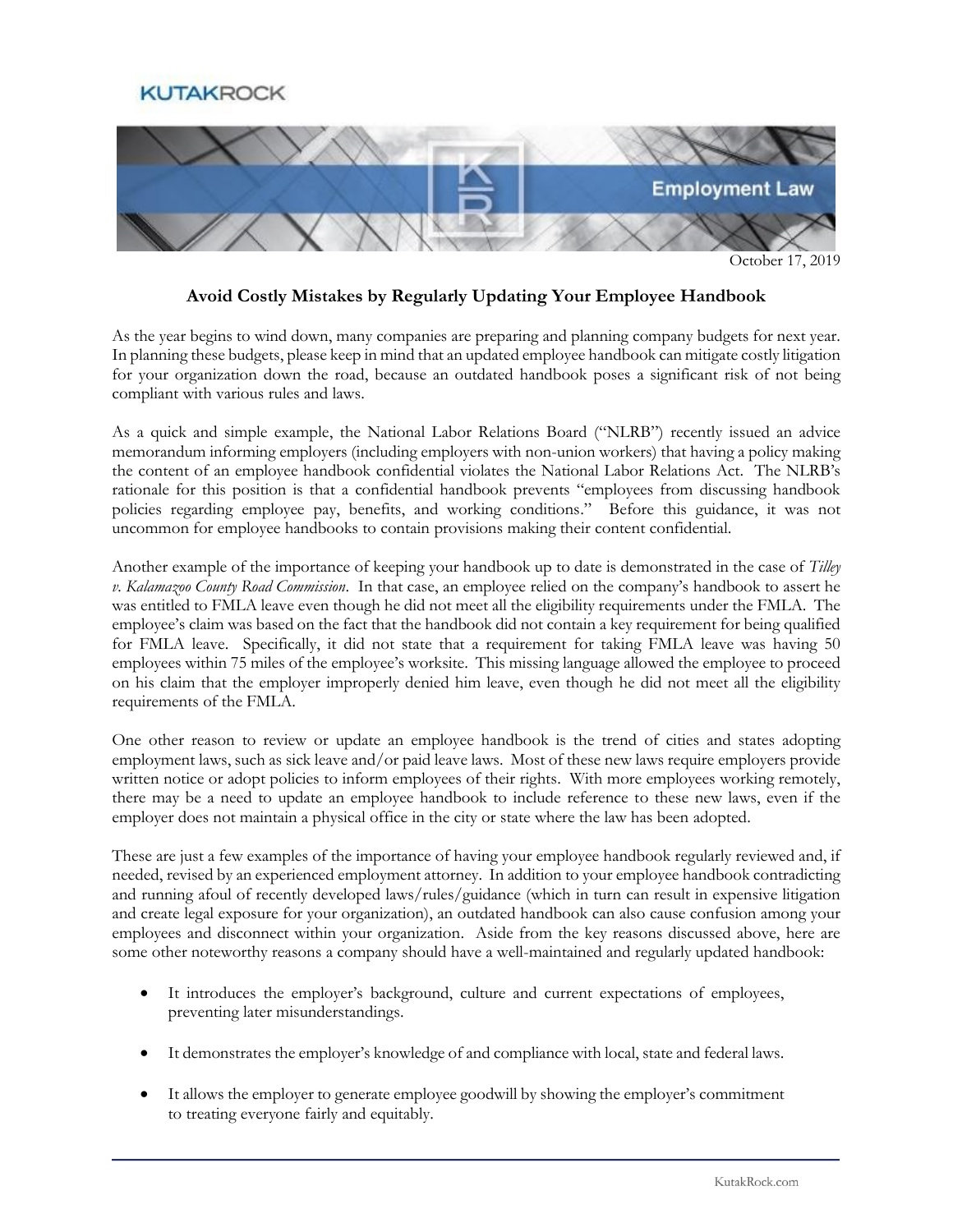October 17, 2019

## Avoid Costly Mistakes by Regularly Updating Your Employee Handbook

As the year begins to wind down, many companies are preparing and planning company budgets for next year. In planning these budgets, please keep in mind that an updated employee handbook can mitigate costly litigation for your organization down the road, because an outdated handbook poses a significant risk of not being compliant with various rules and laws.

As a quick and simple example, the National Labor Relations Board ("NLRB") recently issued an advice memorandum informing employers (including employers with non-union workers) that having a policy making the content of an employee handbook confidential violates the National Labor Relations Act. The NLRB's rationale for this position is that a confidential handbook prevents "employees from discussing handbook policies regarding employee pay, benefits, and working conditions." Before this guidance, it was not uncommon for employee handbooks to contain provisions making their content confidential.

Another example of the importance of keeping your handbook up to date is demonstrated in the case of *Tilley v. Kalamazoo County Road Commission*. In that case, an employee relied on the company's handbook to assert he was entitled to FMLA leave even though he did not meet all the eligibility requirements under the FMLA. The employee's claim was based on the fact that the handbook did not contain a key requirement for being qualified for FMLA leave. Specifically, it did not state that a requirement for taking FMLA leave was having 50 employees within 75 miles of the employee's worksite. This missing language allowed the employee to proceed on his claim that the employer improperly denied him leave, even though he did not meet all the eligibility requirements of the FMLA.

One other reason to review or update an employee handbook is the trend of cities and states adopting employment laws, such as sick leave and/or paid leave laws. Most of these new laws require employers provide written notice or adopt policies to inform employees of their rights. With more employees working remotely, there may be a need to update an employee handbook to include reference to these new laws, even if the employer does not maintain a physical office in the city or state where the law has been adopted.

These are just a few examples of the importance of having your employee handbook regularly reviewed and, if needed, revised by an experienced employment attorney. In addition to your employee handbook contradicting and running afoul of recently developed laws/rules/guidance (which in turn can result in expensive litigation and create legal exposure for your organization), an outdated handbook can also cause confusion among your employees and disconnect within your organization. Aside from the key reasons discussed above, here are some other noteworthy reasons a company should have a well-maintained and regularly updated handbook:

- It introduces the employer's background, culture and current expectations of employees, preventing later misunderstandings.
- It demonstrates the employer's knowledge of and compliance with local, state and federal laws.
- It allows the employer to generate employee goodwill by showing the employer's commitment to treating everyone fairly and equitably.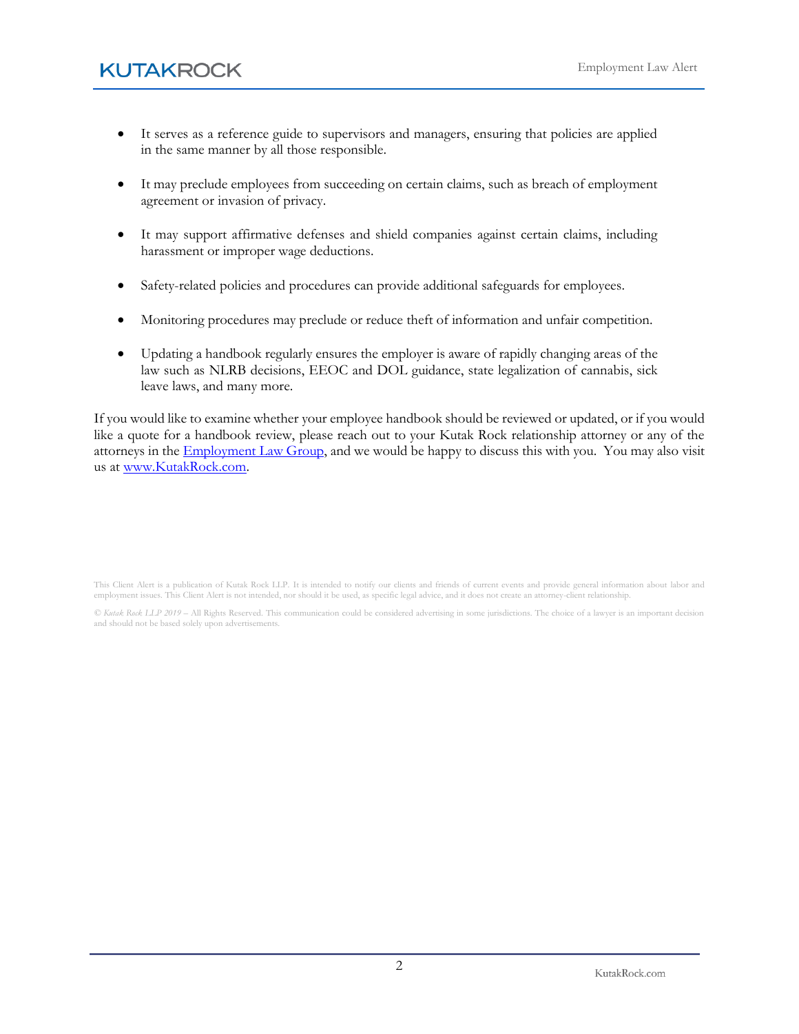- It serves as a reference guide to supervisors and managers, ensuring that policies are applied in the same manner by all those responsible.

- It may preclude employees from succeeding on certain claims, such as breach of employment agreement or invasion of privacy.

- It may support affirmative defenses and shield companies against certain claims, including harassment or improper wage deductions.

- Safety-related policies and procedures can provide additional safeguards for employees.

- Monitoring procedures may preclude or reduce theft of information and unfair competition.

- Updating a handbook regularly ensures the employer is aware of rapidly changing areas of the law such as NLRB decisions, EEOC and DOL guidance, state legalization of cannabis, sick leave laws, and many more.

If you would like to examine whether your employee handbook should be reviewed or updated, or if you would like a quote for a handbook review, please reach out to your Kutak Rock relationship attorney or any of the attorneys in the [Employment Law Group](), and we would be happy to discuss this with you. You may also visit us at [www.KutakRock.com]().

This Client Alert is a publication of Kutak Rock LLP. It is intended to notify our clients and friends of current events and provide general information about labor and employment issues. This Client Alert is not intended, nor should it be used, as specific legal advice, and it does not create an attorney-client relationship.

© *Kutak Rock LLP 2019* – All Rights Reserved. This communication could be considered advertising in some jurisdictions. The choice of a lawyer is an important decision and should not be based solely upon advertisements.